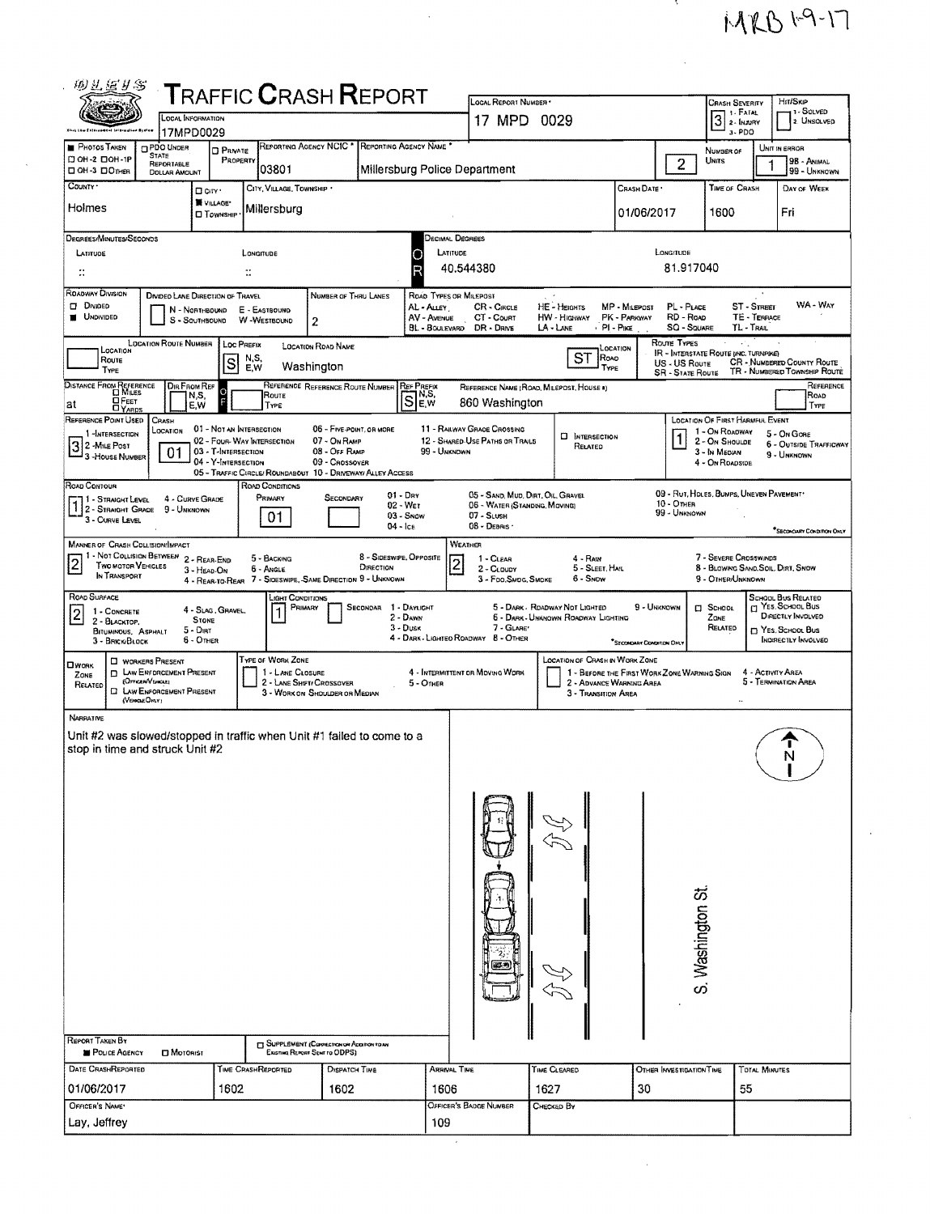MRB 1-9-17

# Traffic Crash Report

| Field | Value |
|---|---|
| Local Information | 17MPD0029 |
| Local Report Number | 17 MPD 0029 |
| Crash Severity (1 - Fatal, 2 - Injury, 3 - PDO) | 3 |
| Hit/Skip (1 - Solved, 2 - Unsolved) | |
| Photos Taken | ☐ OH-2 ☐ OH-1P ☐ OH-3 ☐ Other |
| PDO Under State Reportable Dollar Amount | ☐ |
| Private Property | ☐ |
| Reporting Agency NCIC | 03801 |
| Reporting Agency Name | Millersburg Police Department |
| Number of Units | 2 |
| Unit in Error (98 - Animal, 99 - Unknown) | 1 |
| County | Holmes |
| City, Village, Township | ■ Village: Millersburg |
| Crash Date | 01/06/2017 |
| Time of Crash | 1600 |
| Day of Week | Fri |

**Degrees/Minutes/Seconds** — Latitude: : : Longitude: : :

**Decimal Degrees** — Latitude: 40.544380 Longitude: 81.917040

| Field | Value |
|---|---|
| Roadway Division | ■ Undivided |
| Divided Lane Direction of Travel | N - Northbound, S - Southbound, E - Eastbound, W - Westbound |
| Number of Thru Lanes | 2 |
| Location Route Number | |
| Loc Prefix (N,S,E,W) | S |
| Location Road Name | Washington |
| Location Road Type | ST |
| Distance From Reference | at |
| Dir From Ref | |
| Reference Route / Reference Route Number | |
| Ref Prefix (N,S,E,W) | S |
| Reference Name (Road, Milepost, House #) | 860 Washington |
| Reference Point Used (1 - Intersection, 2 - Mile Post, 3 - House Number) | 3 |
| Crash Location | 01 |
| Location of First Harmful Event | 1 |
| Road Contour | 1 |
| Road Conditions Primary | 01 |
| Road Conditions Secondary | |
| Manner of Crash Collision/Impact | 2 |
| Weather | 2 |
| Road Surface | 2 |
| Light Conditions Primary | 1 |
| Light Conditions Secondary | |
| School Zone Related | ☐ |
| Work Zone Related | ☐ |

Road Types or Milepost: AL - Alley, AV - Avenue, BL - Boulevard, CR - Circle, CT - Court, DR - Drive, HE - Heights, HW - Highway, LA - Lane, MP - Milepost, PK - Parkway, PI - Pike, PL - Place, RD - Road, SQ - Square, ST - Street, TE - Terrace, TL - Trail, WA - Way

Route Types: IR - Interstate Route (inc. Turnpike), US - US Route, SR - State Route, CR - Numbered County Route, TR - Numbered Township Route

Crash Location: 01 - Not an Intersection, 02 - Four-Way Intersection, 03 - T-Intersection, 04 - Y-Intersection, 05 - Traffic Circle/Roundabout, 06 - Five-Point, or More, 07 - On Ramp, 08 - Off Ramp, 09 - Crossover, 10 - Driveway/Alley Access, 11 - Railway Grade Crossing, 12 - Shared-Use Paths or Trails, 99 - Unknown; ☐ Intersection Related

Location of First Harmful Event: 1 - On Roadway, 2 - On Shoulder, 3 - In Median, 4 - On Roadside, 5 - On Gore, 6 - Outside Trafficway, 9 - Unknown

Road Contour: 1 - Straight Level, 2 - Straight Grade, 3 - Curve Level, 4 - Curve Grade, 9 - Unknown

Road Conditions: 01 - Dry, 02 - Wet, 03 - Snow, 04 - Ice, 05 - Sand, Mud, Dirt, Oil, Gravel, 06 - Water (Standing, Moving), 07 - Slush, 08 - Debris, 09 - Rut, Holes, Bumps, Uneven Pavement*, 10 - Other, 99 - Unknown (*Secondary Condition Only)

Manner of Crash Collision/Impact: 1 - Not Collision Between Two Motor Vehicles in Transport, 2 - Rear-End, 3 - Head-On, 4 - Rear-to-Rear, 5 - Backing, 6 - Angle, 7 - Sideswipe, Same Direction, 8 - Sideswipe, Opposite Direction, 9 - Unknown

Weather: 1 - Clear, 2 - Cloudy, 3 - Fog, Smog, Smoke, 4 - Rain, 5 - Sleet, Hail, 6 - Snow, 7 - Severe Crosswinds, 8 - Blowing Sand, Soil, Dirt, Snow, 9 - Other/Unknown

Road Surface: 1 - Concrete, 2 - Blacktop, Bituminous, Asphalt, 3 - Brick/Block, 4 - Slag, Gravel, Stone, 5 - Dirt, 6 - Other

Light Conditions: 1 - Daylight, 2 - Dawn, 3 - Dusk, 4 - Dark - Lighted Roadway, 5 - Dark - Roadway Not Lighted, 6 - Dark - Unknown Roadway Lighting, 7 - Glare*, 8 - Other, 9 - Unknown (*Secondary Condition Only)

School Bus Related: ☐ Yes, School Bus Directly Involved; ☐ Yes, School Bus Indirectly Involved

Work Zone: ☐ Workers Present, ☐ Law Enforcement Present (Officer/Vehicle), ☐ Law Enforcement Present (Vehicle Only). Type of Work Zone: 1 - Lane Closure, 2 - Lane Shift/Crossover, 3 - Work on Shoulder or Median, 4 - Intermittent or Moving Work, 5 - Other. Location of Crash in Work Zone: 1 - Before the First Work Zone Warning Sign, 2 - Advance Warning Area, 3 - Transition Area, 4 - Activity Area, 5 - Termination Area

## Narrative

Unit #2 was slowed/stopped in traffic when Unit #1 failed to come to a stop in time and struck Unit #2

(Diagram labels: N; S. Washington St.)

| Field | Value |
|---|---|
| Report Taken By | ■ Police Agency ☐ Motorist |
| Supplement (Correction or Addition to an Existing Report Sent to ODPS) | ☐ |
| Date Crash Reported | 01/06/2017 |
| Time Crash Reported | 1602 |
| Dispatch Time | 1602 |
| Arrival Time | 1606 |
| Time Cleared | 1627 |
| Other Investigation Time | 30 |
| Total Minutes | 55 |
| Officer's Name | Lay, Jeffrey |
| Officer's Badge Number | 109 |
| Checked By | |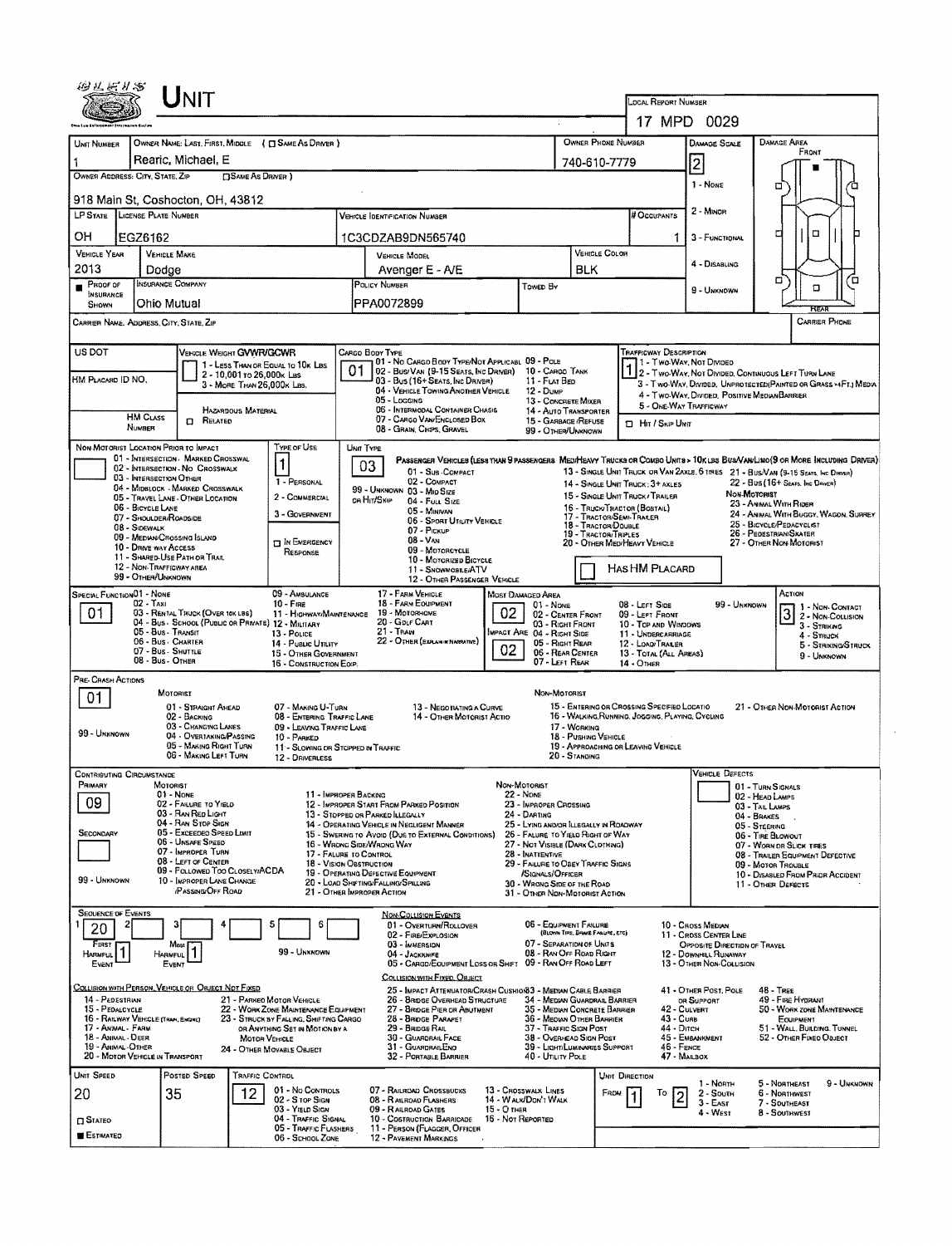# UNIT

**LOCAL REPORT NUMBER:** 17 MPD 0029

| UNIT NUMBER | OWNER NAME: LAST, FIRST, MIDDLE ( ☐ SAME AS DRIVER ) | OWNER PHONE NUMBER | DAMAGE SCALE | DAMAGE AREA |
|---|---|---|---|---|
| 1 | Rearic, Michael, E | 740-610-7779 | 2 | FRONT |

**OWNER ADDRESS: CITY, STATE, ZIP** ☐ SAME AS DRIVER
918 Main St, Coshocton, OH, 43812

Damage Scale: 1 - NONE; 2 - MINOR; 3 - FUNCTIONAL; 4 - DISABLING; 9 - UNKNOWN

| LP STATE | LICENSE PLATE NUMBER | VEHICLE IDENTIFICATION NUMBER | # OCCUPANTS |
|---|---|---|---|
| OH | EGZ6162 | 1C3CDZAB9DN565740 | 1 |

| VEHICLE YEAR | VEHICLE MAKE | VEHICLE MODEL | VEHICLE COLOR |
|---|---|---|---|
| 2013 | Dodge | Avenger E - A/E | BLK |

| ■ PROOF OF INSURANCE SHOWN | INSURANCE COMPANY | POLICY NUMBER | TOWED BY |
|---|---|---|---|
| | Ohio Mutual | PPA0072899 | |

**CARRIER NAME, ADDRESS, CITY, STATE, ZIP** | **CARRIER PHONE**

**US DOT** | **HM PLACARD ID NO.** | **HM CLASS NUMBER** | ☐ RELATED (HAZARDOUS MATERIAL)

**VEHICLE WEIGHT GVWR/GCWR:** 1 - LESS THAN OR EQUAL TO 10K LBS; 2 - 10,001 TO 26,000K LBS; 3 - MORE THAN 26,000K LBS.

**CARGO BODY TYPE:** 01
01 - NO CARGO BODY TYPE/NOT APPLICABLE; 02 - BUS/VAN (9-15 SEATS, INC DRIVER); 03 - BUS (16+ SEATS, INC DRIVER); 04 - VEHICLE TOWING ANOTHER VEHICLE; 05 - LOGGING; 06 - INTERMODAL CONTAINER CHASIS; 07 - CARGO VAN/ENCLOSED BOX; 08 - GRAIN, CHIPS, GRAVEL; 09 - POLE; 10 - CARGO TANK; 11 - FLAT BED; 12 - DUMP; 13 - CONCRETE MIXER; 14 - AUTO TRANSPORTER; 15 - GARBAGE /REFUSE; 99 - OTHER/UNKNOWN

**TRAFFICWAY DESCRIPTION:** 1
1 - TWO-WAY, NOT DIVIDED; 2 - TWO-WAY, NOT DIVIDED, CONTINUOUS LEFT TURN LANE; 3 - TWO-WAY, DIVIDED, UNPROTECTED(PAINTED OR GRASS >4FT.) MEDIA; 4 - TWO-WAY, DIVIDED, POSITIVE MEDIAN BARRIER; 5 - ONE-WAY TRAFFICWAY
☐ HIT / SKIP UNIT

**NON MOTORIST LOCATION PRIOR TO IMPACT:**
01 - INTERSECTION - MARKED CROSSWALK; 02 - INTERSECTION - NO CROSSWALK; 03 - INTERSECTION OTHER; 04 - MIDBLOCK - MARKED CROSSWALK; 05 - TRAVEL LANE - OTHER LOCATION; 06 - BICYCLE LANE; 07 - SHOULDER/ROADSIDE; 08 - SIDEWALK; 09 - MEDIAN/CROSSING ISLAND; 10 - DRIVE WAY ACCESS; 11 - SHARED-USE PATH OR TRAIL; 12 - NON-TRAFFICWAY AREA; 99 - OTHER/UNKNOWN

**TYPE OF USE:** 1
1 - PERSONAL; 2 - COMMERCIAL; 3 - GOVERNMENT; ☐ IN EMERGENCY RESPONSE

**UNIT TYPE:** 03
PASSENGER VEHICLES (LESS THAN 9 PASSENGERS): 01 - SUB-COMPACT; 02 - COMPACT; 99 - UNKNOWN 03 - MID SIZE OR HIT/SKIP; 04 - FULL SIZE; 05 - MINIVAN; 06 - SPORT UTILITY VEHICLE; 07 - PICKUP; 08 - VAN; 09 - MOTORCYCLE; 10 - MOTORIZED BICYCLE; 11 - SNOWMOBILE/ATV; 12 - OTHER PASSENGER VEHICLE
MED/HEAVY TRUCKS OR COMBO UNITS > 10K LBS BUS/VAN/LIMO (9 OR MORE INCLUDING DRIVER): 13 - SINGLE UNIT TRUCK OR VAN 2AXLE, 6 TIRES; 14 - SINGLE UNIT TRUCK: 3+ AXLES; 15 - SINGLE UNIT TRUCK / TRAILER; 16 - TRUCK/TRACTOR (BOBTAIL); 17 - TRACTOR/SEMI-TRAILER; 18 - TRACTOR/DOUBLE; 19 - TRACTOR/TRIPLES; 20 - OTHER MED/HEAVY VEHICLE; 21 - BUS/VAN (9-15 SEATS, INC DRIVER); 22 - BUS (16+ SEATS, INC DRIVER)
NON-MOTORIST: 23 - ANIMAL WITH RIDER; 24 - ANIMAL WITH BUGGY, WAGON, SURREY; 25 - BICYCLE/PEDACYCLIST; 26 - PEDESTRIAN/SKATER; 27 - OTHER NON-MOTORIST
☐ HAS HM PLACARD

**SPECIAL FUNCTION:** 01
01 - NONE; 02 - TAXI; 03 - RENTAL TRUCK (OVER 10K LBS); 04 - BUS - SCHOOL (PUBLIC OR PRIVATE); 05 - BUS - TRANSIT; 06 - BUS - CHARTER; 07 - BUS - SHUTTLE; 08 - BUS - OTHER; 09 - AMBULANCE; 10 - FIRE; 11 - HIGHWAY/MAINTENANCE; 12 - MILITARY; 13 - POLICE; 14 - PUBLIC UTILITY; 15 - OTHER GOVERNMENT; 16 - CONSTRUCTION EQIP.; 17 - FARM VEHICLE; 18 - FARM EQUIPMENT; 19 - MOTORHOME; 20 - GOLF CART; 21 - TRAIN; 22 - OTHER (EXPLAIN IN NARRATIVE)

**MOST DAMAGED AREA:** 02 | **IMPACT ARE:** 02
01 - NONE; 02 - CENTER FRONT; 03 - RIGHT FRONT; 04 - RIGHT SIDE; 05 - RIGHT REAR; 06 - REAR CENTER; 07 - LEFT REAR; 08 - LEFT SIDE; 09 - LEFT FRONT; 10 - TOP AND WINDOWS; 11 - UNDERCARRIAGE; 12 - LOAD/TRAILER; 13 - TOTAL (ALL AREAS); 14 - OTHER; 99 - UNKNOWN

**ACTION:** 3
1 - NON-CONTACT; 2 - NON-COLLISION; 3 - STRIKING; 4 - STRUCK; 5 - STRIKING/STRUCK; 9 - UNKNOWN

**PRE-CRASH ACTIONS:** 01
MOTORIST: 01 - STRAIGHT AHEAD; 02 - BACKING; 03 - CHANGING LANES; 04 - OVERTAKING/PASSING; 05 - MAKING RIGHT TURN; 06 - MAKING LEFT TURN; 07 - MAKING U-TURN; 08 - ENTERING TRAFFIC LANE; 09 - LEAVING TRAFFIC LANE; 10 - PARKED; 11 - SLOWING OR STOPPED IN TRAFFIC; 12 - DRIVERLESS; 13 - NEGOTIATING A CURVE; 14 - OTHER MOTORIST ACTIO; 99 - UNKNOWN
NON-MOTORIST: 15 - ENTERING OR CROSSING SPECIFIED LOCATIO; 16 - WALKING,RUNNING, JOGGING, PLAYING, CYCLING; 17 - WORKING; 18 - PUSHING VEHICLE; 19 - APPROACHING OR LEAVING VEHICLE; 20 - STANDING; 21 - OTHER NON-MOTORIST ACTION

**CONTRIBUTING CIRCUMSTANCE:** PRIMARY: 09 | SECONDARY:
MOTORIST: 01 - NONE; 02 - FAILURE TO YIELD; 03 - RAN RED LIGHT; 04 - RAN STOP SIGN; 05 - EXCEEDED SPEED LIMIT; 06 - UNSAFE SPEED; 07 - IMPROPER TURN; 08 - LEFT OF CENTER; 09 - FOLLOWED TOO CLOSELY/ACDA; 10 - IMPROPER LANE CHANGE /PASSING/OFF ROAD; 11 - IMPROPER BACKING; 12 - IMPROPER START FROM PARKED POSITION; 13 - STOPPED OR PARKED ILLEGALLY; 14 - OPERATING VEHICLE IN NEGLIGENT MANNER; 15 - SWERING TO AVOID (DUE TO EXTERNAL CONDITIONS); 16 - WRONG SIDE/WRONG WAY; 17 - FAILURE TO CONTROL; 18 - VISION OBSTRUCTION; 19 - OPERATING DEFECTIVE EQUIPMENT; 20 - LOAD SHIFTING/FALLING/SPILLING; 21 - OTHER IMPROPER ACTION; 99 - UNKNOWN
NON-MOTORIST: 22 - NONE; 23 - IMPROPER CROSSING; 24 - DARTING; 25 - LYING AND/OR ILLEGALLY IN ROADWAY; 26 - FALURE TO YIELD RIGHT OF WAY; 27 - NOT VISIBLE (DARK CLOTHING); 28 - INATTENTIVE; 29 - FAILURE TO OBEY TRAFFIC SIGNS /SIGNALS/OFFICER; 30 - WRONG SIDE OF THE ROAD; 31 - OTHER NON-MOTORIST ACTION

**VEHICLE DEFECTS:**
01 - TURN SIGNALS; 02 - HEAD LAMPS; 03 - TAIL LAMPS; 04 - BRAKES; 05 - STEERING; 06 - TIRE BLOWOUT; 07 - WORN OR SLICK TIRES; 08 - TRAILER EQUIPMENT DEFECTIVE; 09 - MOTOR TROUBLE; 10 - DISABLED FROM PRIOR ACCIDENT; 11 - OTHER DEFECTS

**SEQUENCE OF EVENTS:** 1: 20 | 2 | 3 | 4 | 5 | 6
FIRST HARMFUL EVENT: 1 | MOST HARMFUL EVENT: 1 | 99 - UNKNOWN

NON-COLLISION EVENTS: 01 - OVERTURN/ROLLOVER; 02 - FIRE/EXPLOSION; 03 - IMMERSION; 04 - JACKKNIFE; 05 - CARGO/EQUIPMENT LOSS OR SHIFT; 06 - EQUIPMENT FAILURE (BLOWN TIRE, BRAKE FAILURE, ETC); 07 - SEPARATION OF UNITS; 08 - RAN OFF ROAD RIGHT; 09 - RAN OFF ROAD LEFT; 10 - CROSS MEDIAN; 11 - CROSS CENTER LINE OPPOSITE DIRECTION OF TRAVEL; 12 - DOWNHILL RUNAWAY; 13 - OTHER NON-COLLISION

COLLISION WITH PERSON, VEHICLE OR OBJECT NOT FIXED: 14 - PEDESTRIAN; 15 - PEDALCYCLE; 16 - RAILWAY VEHICLE (TRAIN, ENGINE); 17 - ANIMAL - FARM; 18 - ANIMAL - DEER; 19 - ANIMAL - OTHER; 20 - MOTOR VEHICLE IN TRANSPORT; 21 - PARKED MOTOR VEHICLE; 22 - WORK ZONE MAINTENANCE EQUIPMENT; 23 - STRUCK BY FALLING, SHIFTING CARGO OR ANYTHING SET IN MOTION BY A MOTOR VEHICLE; 24 - OTHER MOVABLE OBJECT

COLLISION WITH FIXED, OBJECT: 25 - IMPACT ATTENUATOR/CRASH CUSHION; 26 - BRIDGE OVERHEAD STRUCTURE; 27 - BRIDGE PIER OR ABUTMENT; 28 - BRIDGE PARAPET; 29 - BRIDGE RAIL; 30 - GUARDRAIL FACE; 31 - GUARDRAILEND; 32 - PORTABLE BARRIER; 33 - MEDIAN CABLE BARRIER; 34 - MEDIAN GUARDRAIL BARRIER; 35 - MEDIAN CONCRETE BARRIER; 36 - MEDIAN OTHER BARRIER; 37 - TRAFFIC SIGN POST; 38 - OVERHEAD SIGN POST; 39 - LIGHT/LUMINARIES SUPPORT; 40 - UTILITY POLE; 41 - OTHER POST, POLE OR SUPPORT; 42 - CULVERT; 43 - CURB; 44 - DITCH; 45 - EMBANKMENT; 46 - FENCE; 47 - MAILBOX; 48 - TREE; 49 - FIRE HYDRANT; 50 - WORK ZONE MAINTENANCE EQUIPMENT; 51 - WALL, BUILDING, TUNNEL; 52 - OTHER FIXED OBJECT

| UNIT SPEED | POSTED SPEED | TRAFFIC CONTROL | UNIT DIRECTION |
|---|---|---|---|
| 20 | 35 | 12 | FROM 1 TO 2 |

☐ STATED ■ ESTIMATED

TRAFFIC CONTROL: 01 - NO CONTROLS; 02 - STOP SIGN; 03 - YIELD SIGN; 04 - TRAFFIC SIGNAL; 05 - TRAFFIC FLASHERS; 06 - SCHOOL ZONE; 07 - RAILROAD CROSSBUCKS; 08 - RAILROAD FLASHERS; 09 - RAILROAD GATES; 10 - COSTRUCTION BARRICADE; 11 - PERSON (FLAGGER, OFFICER); 12 - PAVEMENT MARKINGS; 13 - CROSSWALK LINES; 14 - WALK/DON'T WALK; 15 - OTHER; 16 - NOT REPORTED

UNIT DIRECTION: 1 - NORTH; 2 - SOUTH; 3 - EAST; 4 - WEST; 5 - NORTHEAST; 6 - NORTHWEST; 7 - SOUTHEAST; 8 - SOUTHWEST; 9 - UNKNOWN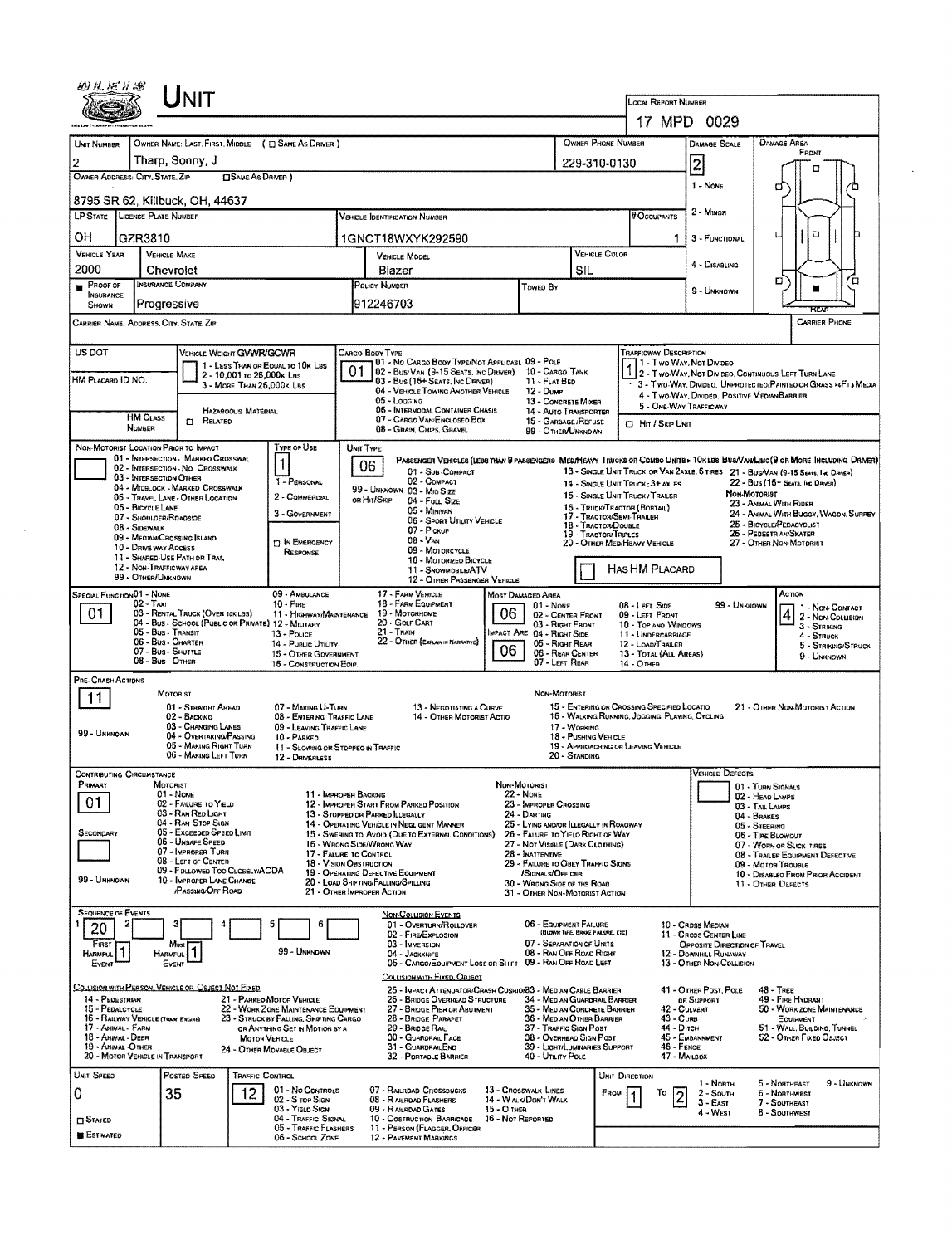# Unit

**Local Report Number:** 17 MPD 0029

| Unit Number | Owner Name: Last, First, Middle (☐ Same As Driver) | Owner Phone Number | Damage Scale | Damage Area |
|---|---|---|---|---|
| 2 | Tharp, Sonny, J | 229-310-0130 | 2 | Front |

**Owner Address: City, State, Zip** ☐ Same As Driver

8795 SR 62, Killbuck, OH, 44637

Damage Scale: 1 - None, 2 - Minor, 3 - Functional, 4 - Disabling, 9 - Unknown

| LP State | License Plate Number | Vehicle Identification Number | # Occupants |
|---|---|---|---|
| OH | GZR3810 | 1GNCT18WXYK292590 | 1 |

| Vehicle Year | Vehicle Make | Vehicle Model | Vehicle Color |
|---|---|---|---|
| 2000 | Chevrolet | Blazer | SIL |

| Proof of Insurance Shown | Insurance Company | Policy Number | Towed By |
|---|---|---|---|
| ■ | Progressive | 912246703 | |

Carrier Name, Address, City, State, Zip | Carrier Phone

US DOT

HM Placard ID No.

HM Class Number | ☐ Related

**Vehicle Weight GVWR/GCWR:** 1 - Less Than or Equal to 10k Lbs; 2 - 10,001 to 26,000k Lbs; 3 - More Than 26,000k Lbs

Hazardous Material

**Cargo Body Type:** 01

01 - No Cargo Body Type/Not Applicabl; 02 - Bus/Van (9-15 Seats, Inc Driver); 03 - Bus (16+ Seats, Inc Driver); 04 - Vehicle Towing Another Vehicle; 05 - Logging; 06 - Intermodal Container Chasis; 07 - Cargo Van/Enclosed Box; 08 - Grain, Chips, Gravel; 09 - Pole; 10 - Cargo Tank; 11 - Flat Bed; 12 - Dump; 13 - Concrete Mixer; 14 - Auto Transporter; 15 - Garbage/Refuse; 99 - Other/Unknown

**Trafficway Description:** 1

1 - Two-Way, Not Divided; 2 - Two-Way, Not Divided, Continuous Left Turn Lane; 3 - Two-Way, Divided, Unprotected(Painted or Grass >4Ft.) Media; 4 - Two-Way, Divided, Positive MedianBarrier; 5 - One-Way Trafficway

☐ Hit / Skip Unit

**Non-Motorist Location Prior to Impact:**

01 - Intersection - Marked Crosswal; 02 - Intersection - No Crosswalk; 03 - Intersection Other; 04 - Midblock - Marked Crosswalk; 05 - Travel Lane - Other Location; 06 - Bicycle Lane; 07 - Shoulder/Roadside; 08 - Sidewalk; 09 - Median/Crossing Island; 10 - Drive way Access; 11 - Shared-Use Path or Trail; 12 - Non-Trafficway Area; 99 - Other/Unknown

**Type of Use:** 1

1 - Personal; 2 - Commercial; 3 - Government; ☐ In Emergency Response

**Unit Type:** 06

Passenger Vehicles (less than 9 passengers): 01 - Sub-Compact; 02 - Compact; 99 - Unknown 03 - Mid Size; or Hit/Skip 04 - Full Size; 05 - Minivan; 06 - Sport Utility Vehicle; 07 - Pickup; 08 - Van; 09 - Motorcycle; 10 - Motorized Bicycle; 11 - Snowmobile/ATV; 12 - Other Passenger Vehicle

Med/Heavy Trucks or Combo Units > 10k lbs Bus/Van/Limo (9 or More Including Driver): 13 - Single Unit Truck or Van 2axle, 6 tires; 14 - Single Unit Truck: 3+ axles; 15 - Single Unit Truck / Trailer; 16 - Truck/Tractor (Bobtail); 17 - Tractor/Semi-Trailer; 18 - Tractor/Double; 19 - Tractor/Triples; 20 - Other Med/Heavy Vehicle; 21 - Bus/Van (9-15 Seats, Inc Driver); 22 - Bus (16+ Seats, Inc Driver)

Non-Motorist: 23 - Animal With Rider; 24 - Animal With Buggy, Wagon, Surrey; 25 - Bicycle/Pedacyclist; 26 - Pedestrian/Skater; 27 - Other Non-Motorist

☐ Has HM Placard

**Special Function:** 01

01 - None; 02 - Taxi; 03 - Rental Truck (Over 10k lbs); 04 - Bus - School (Public or Private); 05 - Bus - Transit; 06 - Bus - Charter; 07 - Bus - Shuttle; 08 - Bus - Other; 09 - Ambulance; 10 - Fire; 11 - Highway/Maintenance; 12 - Military; 13 - Police; 14 - Public Utility; 15 - Other Government; 16 - Construction Eqip.; 17 - Farm Vehicle; 18 - Farm Equipment; 19 - Motorhome; 20 - Golf Cart; 21 - Train; 22 - Other (Explain in Narrative)

**Most Damaged Area:** 06 | **Impact Are:** 06

01 - None; 02 - Center Front; 03 - Right Front; 04 - Right Side; 05 - Right Rear; 06 - Rear Center; 07 - Left Rear; 08 - Left Side; 09 - Left Front; 10 - Top and Windows; 11 - Undercarriage; 12 - Load/Trailer; 13 - Total (All Areas); 14 - Other; 99 - Unknown

**Action:** 4

1 - Non-Contact; 2 - Non-Collision; 3 - Striking; 4 - Struck; 5 - Striking/Struck; 9 - Unknown

**Pre-Crash Actions:** 11

Motorist: 01 - Straight Ahead; 02 - Backing; 03 - Changing Lanes; 04 - Overtaking/Passing; 05 - Making Right Turn; 06 - Making Left Turn; 07 - Making U-Turn; 08 - Entering Traffic Lane; 09 - Leaving Traffic Lane; 10 - Parked; 11 - Slowing or Stopped in Traffic; 12 - Driverless; 13 - Negotiating a Curve; 14 - Other Motorist Actio; 99 - Unknown

Non-Motorist: 15 - Entering or Crossing Specified Locatio; 16 - Walking, Running, Jogging, Playing, Cycling; 17 - Working; 18 - Pushing Vehicle; 19 - Approaching or Leaving Vehicle; 20 - Standing; 21 - Other Non-Motorist Action

**Contributing Circumstance**

Primary: 01 | Secondary: (blank) | 99 - Unknown

Motorist: 01 - None; 02 - Failure to Yield; 03 - Ran Red Light; 04 - Ran Stop Sign; 05 - Exceeded Speed Limit; 06 - Unsafe Speed; 07 - Improper Turn; 08 - Left of Center; 09 - Followed Too Closely/ACDA; 10 - Improper Lane Change /Passing/Off Road; 11 - Improper Backing; 12 - Improper Start From Parked Position; 13 - Stopped or Parked Illegally; 14 - Operating Vehicle in Negligent Manner; 15 - Swering to Avoid (Due to External Conditions); 16 - Wrong Side/Wrong Way; 17 - Failure to Control; 18 - Vision Obstruction; 19 - Operating Defective Equipment; 20 - Load Shifting/Falling/Spilling; 21 - Other Improper Action

Non-Motorist: 22 - None; 23 - Improper Crossing; 24 - Darting; 25 - Lying and/or Illegally in Roadway; 26 - Failure to Yield Right of Way; 27 - Not Visible (Dark Clothing); 28 - Inattentive; 29 - Failure to Obey Traffic Signs /Signals/Officer; 30 - Wrong Side of the Road; 31 - Other Non-Motorist Action

**Vehicle Defects:** 01 - Turn Signals; 02 - Head Lamps; 03 - Tail Lamps; 04 - Brakes; 05 - Steering; 06 - Tire Blowout; 07 - Worn or Slick Tires; 08 - Trailer Equipment Defective; 09 - Motor Trouble; 10 - Disabled From Prior Accident; 11 - Other Defects

**Sequence of Events**

| 1 | 2 | 3 | 4 | 5 | 6 |
|---|---|---|---|---|---|
| 20 | | | | | |

First Harmful Event: 1 | Most Harmful Event: 1 | 99 - Unknown

Non-Collision Events: 01 - Overturn/Rollover; 02 - Fire/Explosion; 03 - Immersion; 04 - Jackknife; 05 - Cargo/Equipment Loss or Shift; 06 - Equipment Failure (Blown Tire, Brake Failure, etc); 07 - Separation of Units; 08 - Ran Off Road Right; 09 - Ran Off Road Left; 10 - Cross Median; 11 - Cross Center Line Opposite Direction of Travel; 12 - Downhill Runaway; 13 - Other Non-Collision

Collision with Person, Vehicle or Object Not Fixed: 14 - Pedestrian; 15 - Pedalcycle; 16 - Railway Vehicle (Train, Engine); 17 - Animal - Farm; 18 - Animal - Deer; 19 - Animal - Other; 20 - Motor Vehicle in Transport; 21 - Parked Motor Vehicle; 22 - Work Zone Maintenance Equipment; 23 - Struck by Falling, Shifting Cargo or Anything Set in Motion by a Motor Vehicle; 24 - Other Movable Object

Collision with Fixed, Object: 25 - Impact Attenuator/Crash Cushion; 26 - Bridge Overhead Structure; 27 - Bridge Pier or Abutment; 28 - Bridge Parapet; 29 - Bridge Rail; 30 - Guardrail Face; 31 - GuardrailEnd; 32 - Portable Barrier; 33 - Median Cable Barrier; 34 - Median Guardrail Barrier; 35 - Median Concrete Barrier; 36 - Median Other Barrier; 37 - Traffic Sign Post; 38 - Overhead Sign Post; 39 - Light/Luminaries Support; 40 - Utility Pole; 41 - Other Post, Pole or Support; 42 - Culvert; 43 - Curb; 44 - Ditch; 45 - Embankment; 46 - Fence; 47 - Mailbox; 48 - Tree; 49 - Fire Hydrant; 50 - Work Zone Maintenance Equipment; 51 - Wall, Building, Tunnel; 52 - Other Fixed Object

| Unit Speed | Posted Speed | Traffic Control | Unit Direction |
|---|---|---|---|
| 0 | 35 | 12 | From 1 To 2 |

☐ Stated | ■ Estimated

Traffic Control: 01 - No Controls; 02 - Stop Sign; 03 - Yield Sign; 04 - Traffic Signal; 05 - Traffic Flashers; 06 - School Zone; 07 - Railroad Crossbucks; 08 - Railroad Flashers; 09 - Railroad Gates; 10 - Costruction Barricade; 11 - Person (Flagger, Officer; 12 - Pavement Markings; 13 - Crosswalk Lines; 14 - Walk/Don't Walk; 15 - Other; 16 - Not Reported

Unit Direction: 1 - North; 2 - South; 3 - East; 4 - West; 5 - Northeast; 6 - Northwest; 7 - Southeast; 8 - Southwest; 9 - Unknown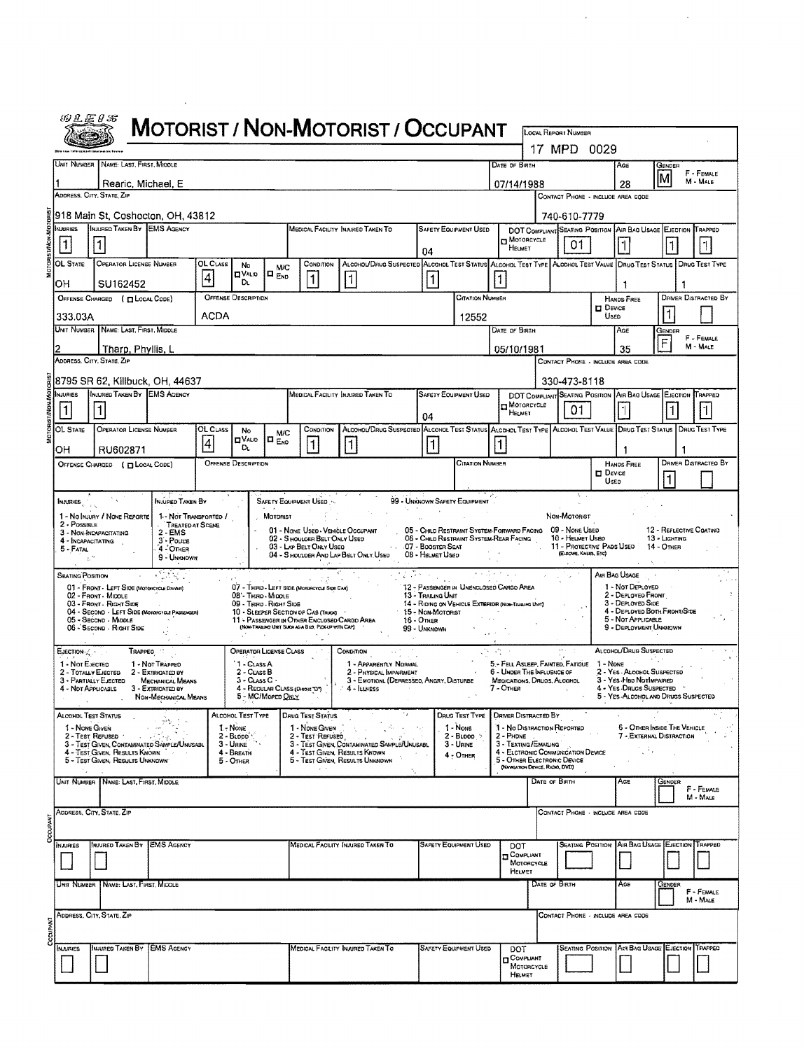# MOTORIST / NON-MOTORIST / OCCUPANT

OLEIS

LOCAL REPORT NUMBER: 17 MPD 0029

## MOTORIST/NON-MOTORIST

| UNIT NUMBER | NAME: LAST, FIRST, MIDDLE | DATE OF BIRTH | AGE | GENDER |
|---|---|---|---|---|
| 1 | Rearic, Michael, E | 07/14/1988 | 28 | M |

ADDRESS, CITY, STATE, ZIP: 918 Main St, Coshocton, OH, 43812

CONTACT PHONE - INCLUDE AREA CODE: 740-610-7779

| INJURIES | INJURED TAKEN BY | EMS AGENCY | MEDICAL FACILITY INJURED TAKEN TO | SAFETY EQUIPMENT USED | DOT COMPLIANT MOTORCYCLE HELMET | SEATING POSITION | AIR BAG USAGE | EJECTION | TRAPPED |
|---|---|---|---|---|---|---|---|---|---|
| 1 | 1 | | | 04 | | 01 | 1 | 1 | 1 |

| OL STATE | OPERATOR LICENSE NUMBER | OL CLASS | NO VALID DL | M/C END | CONDITION | ALCOHOL/DRUG SUSPECTED | ALCOHOL TEST STATUS | ALCOHOL TEST TYPE | ALCOHOL TEST VALUE | DRUG TEST STATUS | DRUG TEST TYPE |
|---|---|---|---|---|---|---|---|---|---|---|---|
| OH | SU162452 | 4 | | | 1 | 1 | 1 | 1 | | 1 | 1 |

| OFFENSE CHARGED (LOCAL CODE) | OFFENSE DESCRIPTION | CITATION NUMBER | HANDS-FREE DEVICE USED | DRIVER DISTRACTED BY |
|---|---|---|---|---|
| 333.03A | ACDA | 12552 | | 1 |

## MOTORIST/NON-MOTORIST

| UNIT NUMBER | NAME: LAST, FIRST, MIDDLE | DATE OF BIRTH | AGE | GENDER |
|---|---|---|---|---|
| 2 | Tharp, Phyllis, L | 05/10/1981 | 35 | F |

ADDRESS, CITY, STATE, ZIP: 8795 SR 62, Killbuck, OH, 44637

CONTACT PHONE - INCLUDE AREA CODE: 330-473-8118

| INJURIES | INJURED TAKEN BY | EMS AGENCY | MEDICAL FACILITY INJURED TAKEN TO | SAFETY EQUIPMENT USED | DOT COMPLIANT MOTORCYCLE HELMET | SEATING POSITION | AIR BAG USAGE | EJECTION | TRAPPED |
|---|---|---|---|---|---|---|---|---|---|
| 1 | 1 | | | 04 | | 01 | 1 | 1 | 1 |

| OL STATE | OPERATOR LICENSE NUMBER | OL CLASS | NO VALID DL | M/C END | CONDITION | ALCOHOL/DRUG SUSPECTED | ALCOHOL TEST STATUS | ALCOHOL TEST TYPE | ALCOHOL TEST VALUE | DRUG TEST STATUS | DRUG TEST TYPE |
|---|---|---|---|---|---|---|---|---|---|---|---|
| OH | RU602871 | 4 | | | 1 | 1 | 1 | 1 | | 1 | 1 |

| OFFENSE CHARGED (LOCAL CODE) | OFFENSE DESCRIPTION | CITATION NUMBER | HANDS-FREE DEVICE USED | DRIVER DISTRACTED BY |
|---|---|---|---|---|
| | | | | 1 |

## Codes

**INJURIES**
1 - No Injury / None Reported
2 - Possible
3 - Non-Incapacitating
4 - Incapacitating
5 - Fatal

**INJURED TAKEN BY**
1 - Not Transported / Treated at Scene
2 - EMS
3 - Police
4 - Other
9 - Unknown

**SAFETY EQUIPMENT USED**
99 - Unknown Safety Equipment

Motorist:
01 - None Used - Vehicle Occupant
02 - Shoulder Belt Only Used
03 - Lap Belt Only Used
04 - Shoulder and Lap Belt Only Used
05 - Child Restraint System-Forward Facing
06 - Child Restraint System-Rear Facing
07 - Booster Seat
08 - Helmet Used

Non-Motorist:
09 - None Used
10 - Helmet Used
11 - Protective Pads Used (Elbows, Knees, Etc)
12 - Reflective Coating
13 - Lighting
14 - Other

**SEATING POSITION**
01 - Front - Left Side (Motorcycle Driver)
02 - Front - Middle
03 - Front - Right Side
04 - Second - Left Side (Motorcycle Passenger)
05 - Second - Middle
06 - Second - Right Side
07 - Third - Left Side (Motorcycle Side Car)
08 - Third - Middle
09 - Third - Right Side
10 - Sleeper Section of Cab (Truck)
11 - Passenger in Other Enclosed Cargo Area (Non-Trailing Unit Such as a Bus, Pick-up with Cap)
12 - Passenger in Unenclosed Cargo Area
13 - Trailing Unit
14 - Riding on Vehicle Exterior (Non-Trailing Unit)
15 - Non-Motorist
16 - Other
99 - Unknown

**AIR BAG USAGE**
1 - Not Deployed
2 - Deployed Front
3 - Deployed Side
4 - Deployed Both Front/Side
5 - Not Applicable
9 - Deployment Unknown

**EJECTION**
1 - Not Ejected
2 - Totally Ejected
3 - Partially Ejected
4 - Not Applicable

**TRAPPED**
1 - Not Trapped
2 - Extricated by Mechanical Means
3 - Extricated by Non-Mechanical Means

**OPERATOR LICENSE CLASS**
1 - Class A
2 - Class B
3 - Class C
4 - Regular Class (Ohio is "D")
5 - MC/Moped Only

**CONDITION**
1 - Apparently Normal
2 - Physical Impairment
3 - Emotional (Depressed, Angry, Disturbed)
4 - Illness
5 - Fell Asleep, Fainted, Fatigue
6 - Under the Influence of Medications, Drugs, Alcohol
7 - Other

**ALCOHOL/DRUG SUSPECTED**
1 - None
2 - Yes - Alcohol Suspected
3 - Yes - HBD Not Impaired
4 - Yes - Drugs Suspected
5 - Yes - Alcohol and Drugs Suspected

**ALCOHOL TEST STATUS**
1 - None Given
2 - Test Refused
3 - Test Given, Contaminated Sample/Unusable
4 - Test Given, Results Known
5 - Test Given, Results Unknown

**ALCOHOL TEST TYPE**
1 - None
2 - Blood
3 - Urine
4 - Breath
5 - Other

**DRUG TEST STATUS**
1 - None Given
2 - Test Refused
3 - Test Given, Contaminated Sample/Unusable
4 - Test Given, Results Known
5 - Test Given, Results Unknown

**DRUG TEST TYPE**
1 - None
2 - Blood
3 - Urine
4 - Other

**DRIVER DISTRACTED BY**
1 - No Distraction Reported
2 - Phone
3 - Texting/Emailing
4 - Electronic Communication Device
5 - Other Electronic Device (Navigation Device, Radio, DVD)
6 - Other Inside the Vehicle
7 - External Distraction

## OCCUPANT

| UNIT NUMBER | NAME: LAST, FIRST, MIDDLE | DATE OF BIRTH | AGE | GENDER |
|---|---|---|---|---|
| | | | | |

ADDRESS, CITY, STATE, ZIP:

CONTACT PHONE - INCLUDE AREA CODE:

| INJURIES | INJURED TAKEN BY | EMS AGENCY | MEDICAL FACILITY INJURED TAKEN TO | SAFETY EQUIPMENT USED | DOT COMPLIANT MOTORCYCLE HELMET | SEATING POSITION | AIR BAG USAGE | EJECTION | TRAPPED |
|---|---|---|---|---|---|---|---|---|---|
| | | | | | | | | | |

## OCCUPANT

| UNIT NUMBER | NAME: LAST, FIRST, MIDDLE | DATE OF BIRTH | AGE | GENDER |
|---|---|---|---|---|
| | | | | |

ADDRESS, CITY, STATE, ZIP:

CONTACT PHONE - INCLUDE AREA CODE:

| INJURIES | INJURED TAKEN BY | EMS AGENCY | MEDICAL FACILITY INJURED TAKEN TO | SAFETY EQUIPMENT USED | DOT COMPLIANT MOTORCYCLE HELMET | SEATING POSITION | AIR BAG USAGE | EJECTION | TRAPPED |
|---|---|---|---|---|---|---|---|---|---|
| | | | | | | | | | |